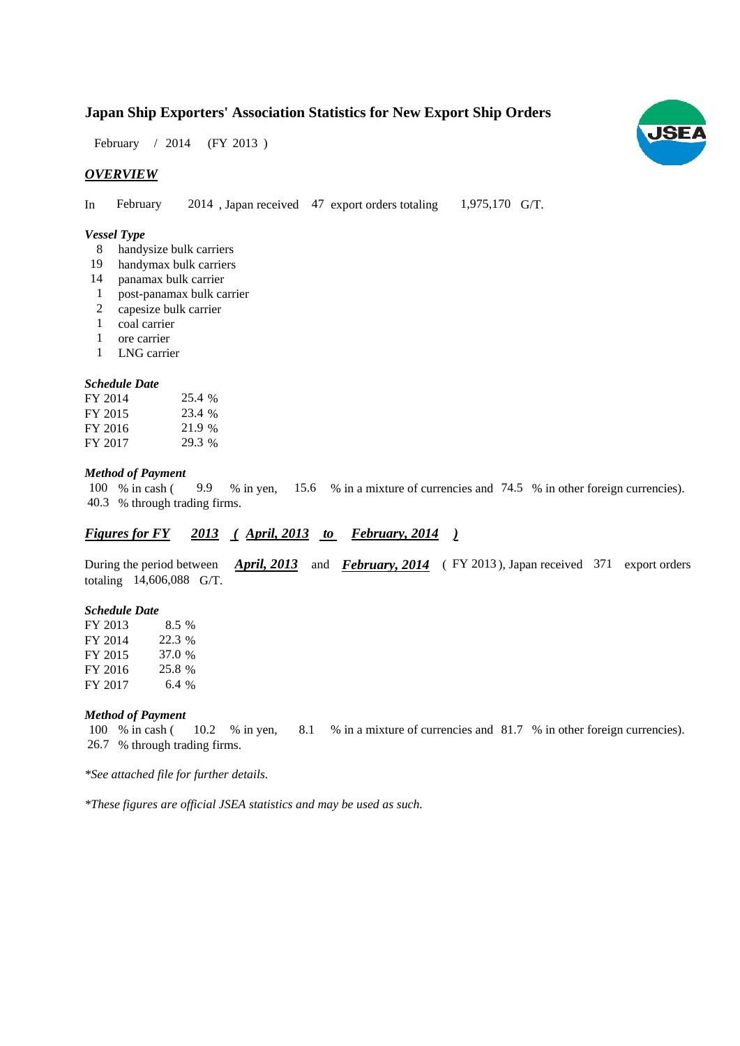# Japan Ship Exporters' Association Statistics for New Export Ship Orders

February / 2014 (FY 2013 )

## *OVERVIEW*

In February 2014 , Japan received 47 export orders totaling 1,975,170 G/T.

### *Vessel Type*

- 8 handysize bulk carriers
- 19 handymax bulk carriers
- 14 panamax bulk carrier
- 1 post-panamax bulk carrier
- 2 capesize bulk carrier
- 1 coal carrier
- 1 ore carrier
- 1 LNG carrier

### *Schedule Date*

| | |
|---|---|
| FY 2014 | 25.4 % |
| FY 2015 | 23.4 % |
| FY 2016 | 21.9 % |
| FY 2017 | 29.3 % |

### *Method of Payment*

100 % in cash ( 9.9 % in yen, 15.6 % in a mixture of currencies and 74.5 % in other foreign currencies).
40.3 % through trading firms.

## *Figures for FY 2013 ( April, 2013 to February, 2014 )*

During the period between ***April, 2013*** and ***February, 2014*** ( FY 2013 ), Japan received 371 export orders totaling 14,606,088 G/T.

### *Schedule Date*

| | |
|---|---|
| FY 2013 | 8.5 % |
| FY 2014 | 22.3 % |
| FY 2015 | 37.0 % |
| FY 2016 | 25.8 % |
| FY 2017 | 6.4 % |

### *Method of Payment*

100 % in cash ( 10.2 % in yen, 8.1 % in a mixture of currencies and 81.7 % in other foreign currencies).
26.7 % through trading firms.

*\*See attached file for further details.*

*\*These figures are official JSEA statistics and may be used as such.*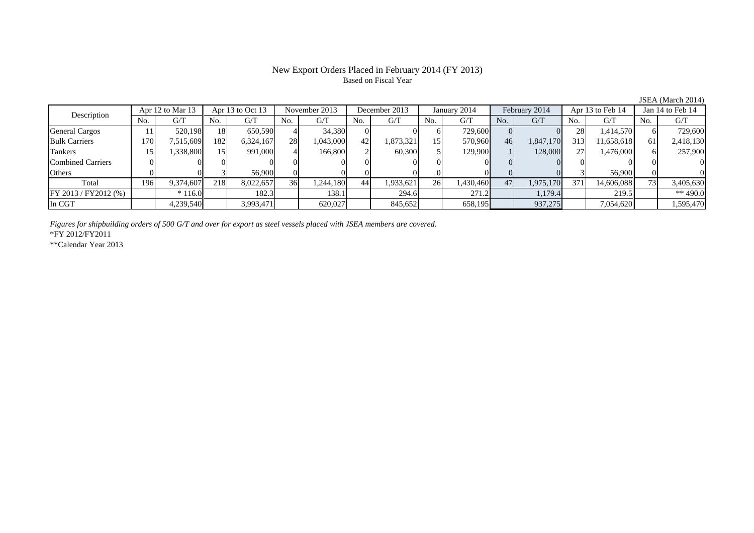# New Export Orders Placed in February 2014 (FY 2013)

Based on Fiscal Year

JSEA (March 2014)

| Description | Apr 12 to Mar 13 | | Apr 13 to Oct 13 | | November 2013 | | December 2013 | | January 2014 | | February 2014 | | Apr 13 to Feb 14 | | Jan 14 to Feb 14 | |
|---|---|---|---|---|---|---|---|---|---|---|---|---|---|---|---|---|
| | No. | G/T | No. | G/T | No. | G/T | No. | G/T | No. | G/T | No. | G/T | No. | G/T | No. | G/T |
| General Cargos | 11 | 520,198 | 18 | 650,590 | 4 | 34,380 | 0 | 0 | 6 | 729,600 | 0 | 0 | 28 | 1,414,570 | 6 | 729,600 |
| Bulk Carriers | 170 | 7,515,609 | 182 | 6,324,167 | 28 | 1,043,000 | 42 | 1,873,321 | 15 | 570,960 | 46 | 1,847,170 | 313 | 11,658,618 | 61 | 2,418,130 |
| Tankers | 15 | 1,338,800 | 15 | 991,000 | 4 | 166,800 | 2 | 60,300 | 5 | 129,900 | 1 | 128,000 | 27 | 1,476,000 | 6 | 257,900 |
| Combined Carriers | 0 | 0 | 0 | 0 | 0 | 0 | 0 | 0 | 0 | 0 | 0 | 0 | 0 | 0 | 0 | 0 |
| Others | 0 | 0 | 3 | 56,900 | 0 | 0 | 0 | 0 | 0 | 0 | 0 | 0 | 3 | 56,900 | 0 | 0 |
| Total | 196 | 9,374,607 | 218 | 8,022,657 | 36 | 1,244,180 | 44 | 1,933,621 | 26 | 1,430,460 | 47 | 1,975,170 | 371 | 14,606,088 | 73 | 3,405,630 |
| FY 2013 / FY2012 (%) | | * 116.0 | | 182.3 | | 138.1 | | 294.6 | | 271.2 | | 1,179.4 | | 219.5 | | ** 490.0 |
| In CGT | | 4,239,540 | | 3,993,471 | | 620,027 | | 845,652 | | 658,195 | | 937,275 | | 7,054,620 | | 1,595,470 |

*Figures for shipbuilding orders of 500 G/T and over for export as steel vessels placed with JSEA members are covered.*

*FY 2012/FY2011

**Calendar Year 2013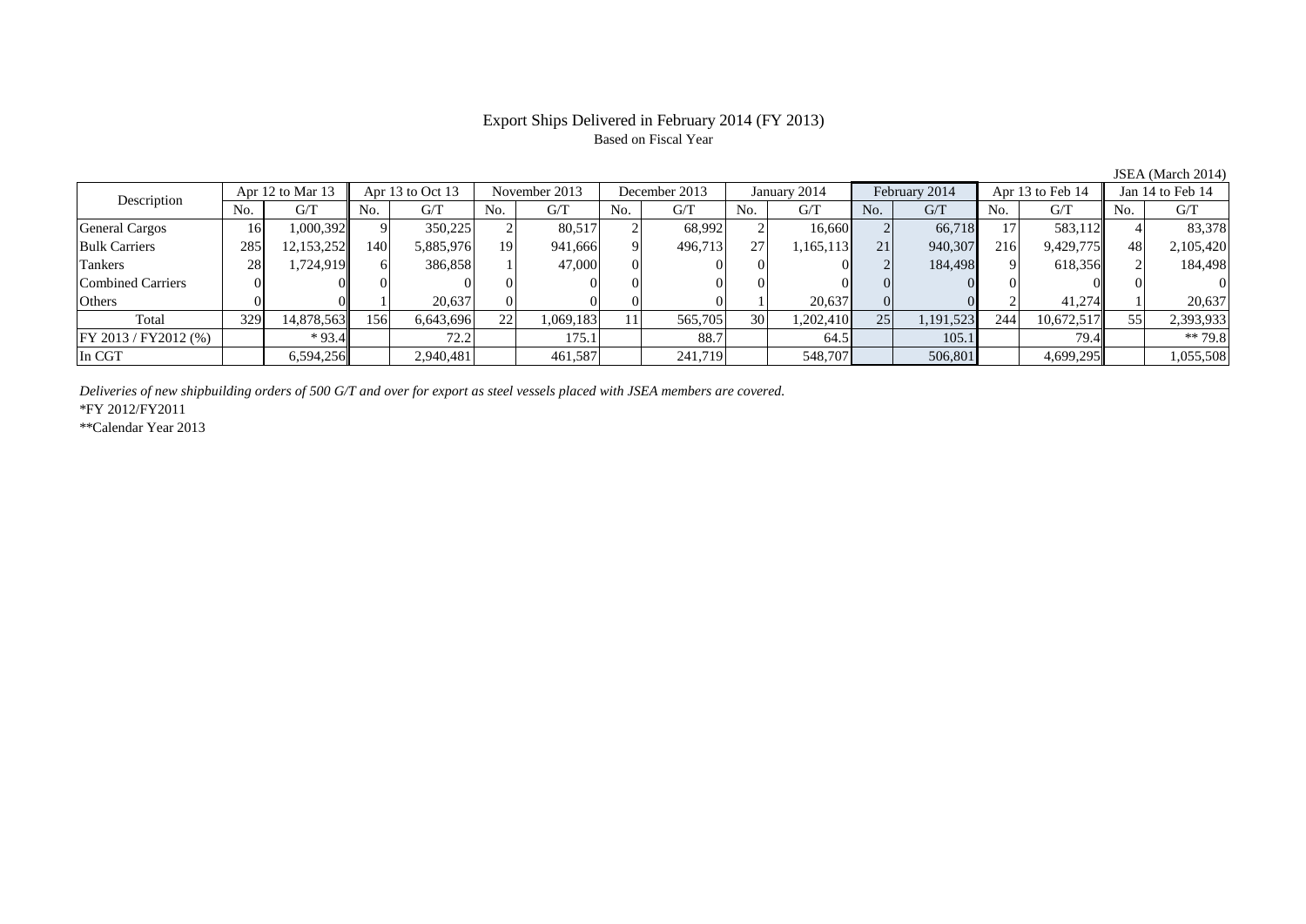# Export Ships Delivered in February 2014 (FY 2013)

Based on Fiscal Year

JSEA (March 2014)

| Description | Apr 12 to Mar 13 | | Apr 13 to Oct 13 | | November 2013 | | December 2013 | | January 2014 | | February 2014 | | Apr 13 to Feb 14 | | Jan 14 to Feb 14 | |
|---|---|---|---|---|---|---|---|---|---|---|---|---|---|---|---|---|
| | No. | G/T | No. | G/T | No. | G/T | No. | G/T | No. | G/T | No. | G/T | No. | G/T | No. | G/T |
| General Cargos | 16 | 1,000,392 | 9 | 350,225 | 2 | 80,517 | 2 | 68,992 | 2 | 16,660 | 2 | 66,718 | 17 | 583,112 | 4 | 83,378 |
| Bulk Carriers | 285 | 12,153,252 | 140 | 5,885,976 | 19 | 941,666 | 9 | 496,713 | 27 | 1,165,113 | 21 | 940,307 | 216 | 9,429,775 | 48 | 2,105,420 |
| Tankers | 28 | 1,724,919 | 6 | 386,858 | 1 | 47,000 | 0 | 0 | 0 | 0 | 2 | 184,498 | 9 | 618,356 | 2 | 184,498 |
| Combined Carriers | 0 | 0 | 0 | 0 | 0 | 0 | 0 | 0 | 0 | 0 | 0 | 0 | 0 | 0 | 0 | 0 |
| Others | 0 | 0 | 1 | 20,637 | 0 | 0 | 0 | 0 | 1 | 20,637 | 0 | 0 | 2 | 41,274 | 1 | 20,637 |
| Total | 329 | 14,878,563 | 156 | 6,643,696 | 22 | 1,069,183 | 11 | 565,705 | 30 | 1,202,410 | 25 | 1,191,523 | 244 | 10,672,517 | 55 | 2,393,933 |
| FY 2013 / FY2012 (%) | | * 93.4 | | 72.2 | | 175.1 | | 88.7 | | 64.5 | | 105.1 | | 79.4 | | ** 79.8 |
| In CGT | | 6,594,256 | | 2,940,481 | | 461,587 | | 241,719 | | 548,707 | | 506,801 | | 4,699,295 | | 1,055,508 |

*Deliveries of new shipbuilding orders of 500 G/T and over for export as steel vessels placed with JSEA members are covered.*

*FY 2012/FY2011

**Calendar Year 2013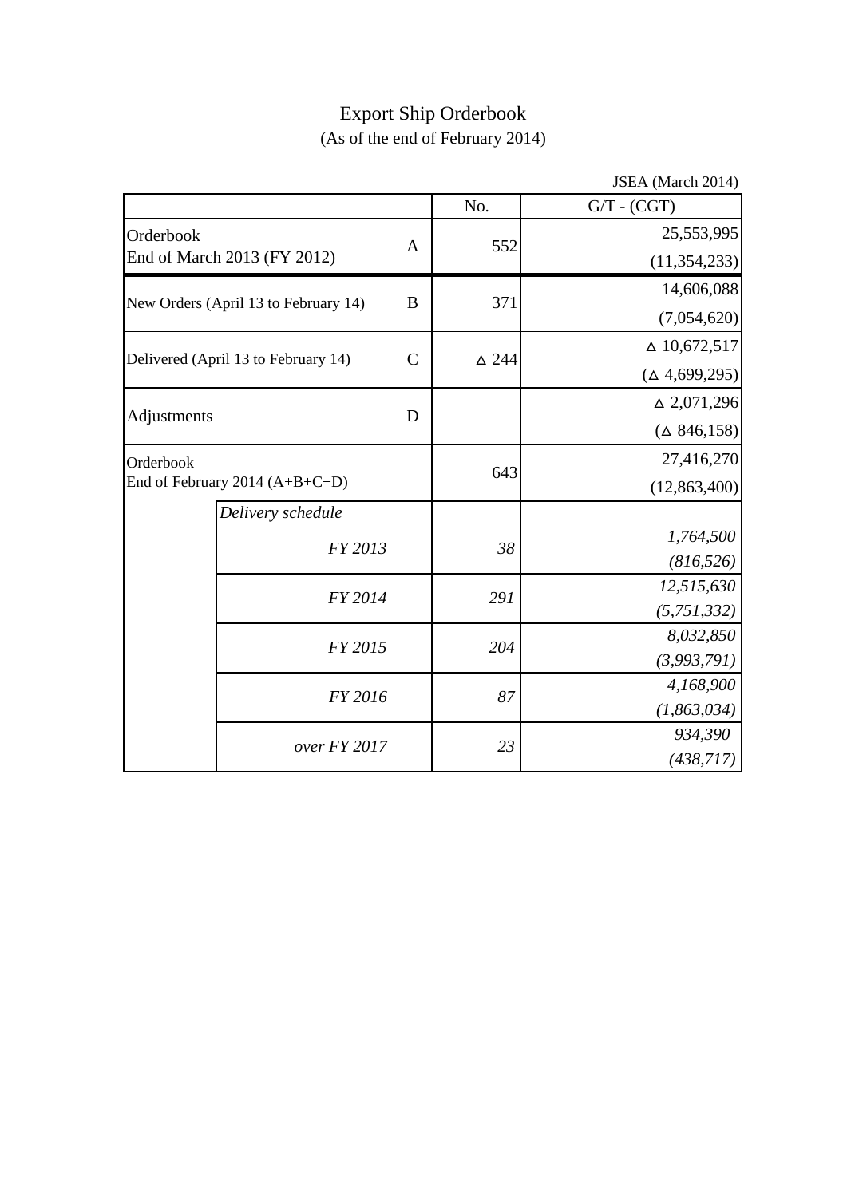# Export Ship Orderbook

(As of the end of February 2014)

JSEA (March 2014)

| | | | No. | G/T - (CGT) |
|---|---|---|---|---|
| Orderbook<br>End of March 2013 (FY 2012) | | A | 552 | 25,553,995<br>(11,354,233) |
| New Orders (April 13 to February 14) | | B | 371 | 14,606,088<br>(7,054,620) |
| Delivered (April 13 to February 14) | | C | △ 244 | △ 10,672,517<br>(△ 4,699,295) |
| Adjustments | | D | | △ 2,071,296<br>(△ 846,158) |
| Orderbook<br>End of February 2014 (A+B+C+D) | | | 643 | 27,416,270<br>(12,863,400) |
| | *Delivery schedule* | | | |
| | *FY 2013* | | *38* | *1,764,500*<br>*(816,526)* |
| | *FY 2014* | | *291* | *12,515,630*<br>*(5,751,332)* |
| | *FY 2015* | | *204* | *8,032,850*<br>*(3,993,791)* |
| | *FY 2016* | | *87* | *4,168,900*<br>*(1,863,034)* |
| | *over FY 2017* | | *23* | *934,390*<br>*(438,717)* |